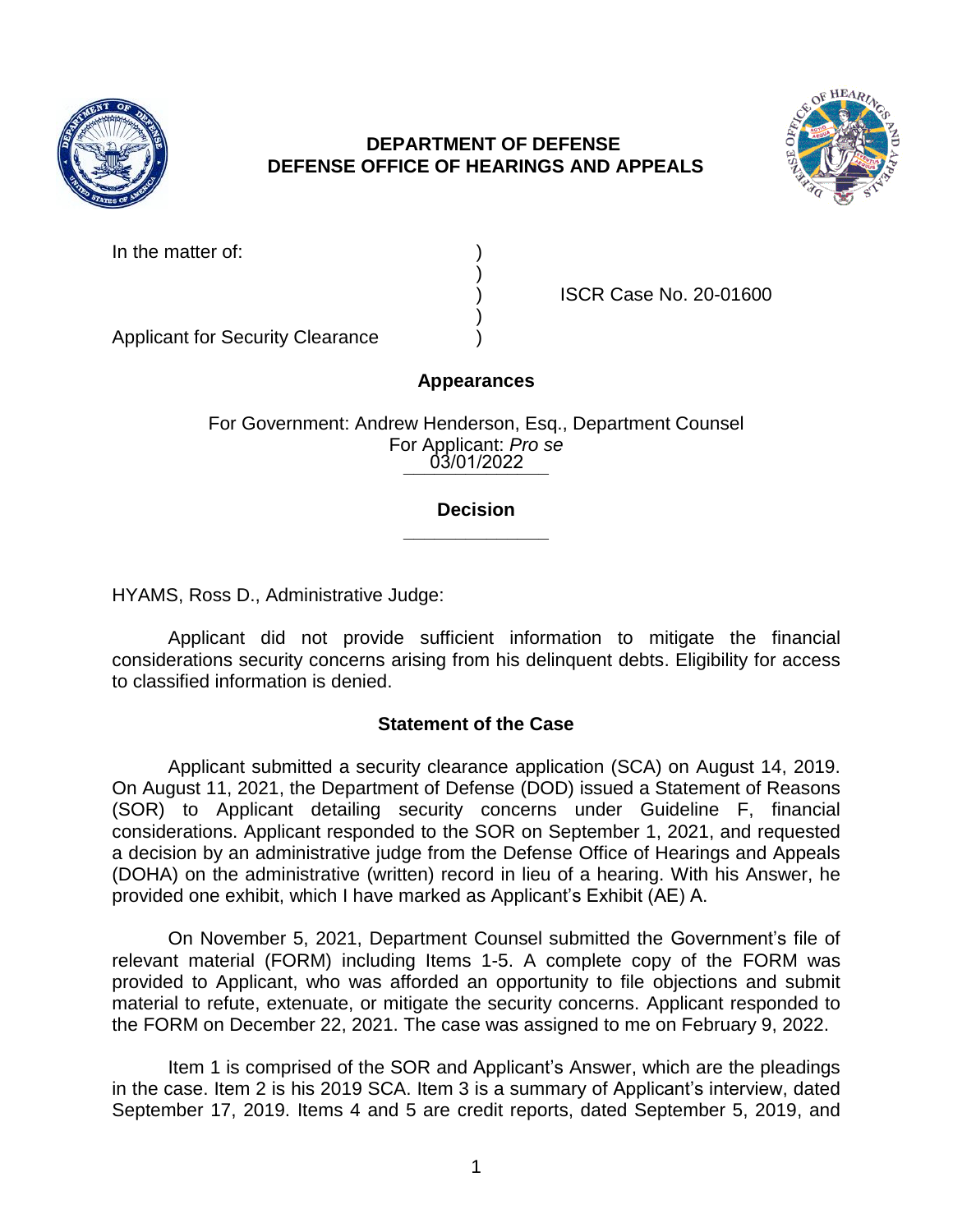**DEPARTMENT OF DEFENSE**
**DEFENSE OFFICE OF HEARINGS AND APPEALS**

In the matter of: )
)
) ISCR Case No. 20-01600
)
Applicant for Security Clearance )

## Appearances

For Government: Andrew Henderson, Esq., Department Counsel
For Applicant: *Pro se*
03/01/2022

## Decision

HYAMS, Ross D., Administrative Judge:

Applicant did not provide sufficient information to mitigate the financial considerations security concerns arising from his delinquent debts. Eligibility for access to classified information is denied.

## Statement of the Case

Applicant submitted a security clearance application (SCA) on August 14, 2019. On August 11, 2021, the Department of Defense (DOD) issued a Statement of Reasons (SOR) to Applicant detailing security concerns under Guideline F, financial considerations. Applicant responded to the SOR on September 1, 2021, and requested a decision by an administrative judge from the Defense Office of Hearings and Appeals (DOHA) on the administrative (written) record in lieu of a hearing. With his Answer, he provided one exhibit, which I have marked as Applicant's Exhibit (AE) A.

On November 5, 2021, Department Counsel submitted the Government's file of relevant material (FORM) including Items 1-5. A complete copy of the FORM was provided to Applicant, who was afforded an opportunity to file objections and submit material to refute, extenuate, or mitigate the security concerns. Applicant responded to the FORM on December 22, 2021. The case was assigned to me on February 9, 2022.

Item 1 is comprised of the SOR and Applicant's Answer, which are the pleadings in the case. Item 2 is his 2019 SCA. Item 3 is a summary of Applicant's interview, dated September 17, 2019. Items 4 and 5 are credit reports, dated September 5, 2019, and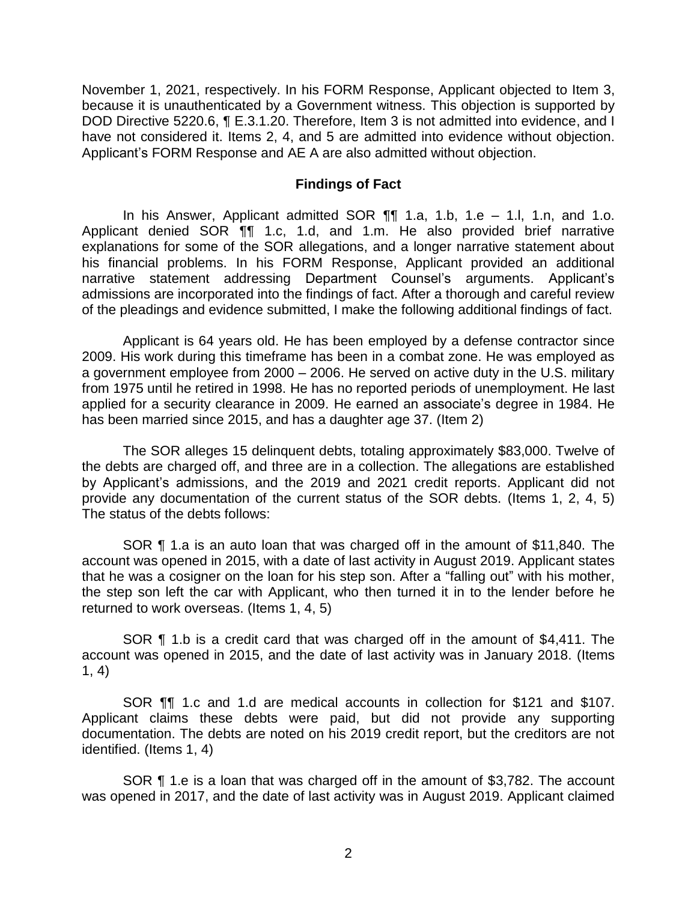November 1, 2021, respectively. In his FORM Response, Applicant objected to Item 3, because it is unauthenticated by a Government witness. This objection is supported by DOD Directive 5220.6, ¶ E.3.1.20. Therefore, Item 3 is not admitted into evidence, and I have not considered it. Items 2, 4, and 5 are admitted into evidence without objection. Applicant's FORM Response and AE A are also admitted without objection.

## Findings of Fact

In his Answer, Applicant admitted SOR ¶¶ 1.a, 1.b, 1.e – 1.l, 1.n, and 1.o. Applicant denied SOR ¶¶ 1.c, 1.d, and 1.m. He also provided brief narrative explanations for some of the SOR allegations, and a longer narrative statement about his financial problems. In his FORM Response, Applicant provided an additional narrative statement addressing Department Counsel's arguments. Applicant's admissions are incorporated into the findings of fact. After a thorough and careful review of the pleadings and evidence submitted, I make the following additional findings of fact.

Applicant is 64 years old. He has been employed by a defense contractor since 2009. His work during this timeframe has been in a combat zone. He was employed as a government employee from 2000 – 2006. He served on active duty in the U.S. military from 1975 until he retired in 1998. He has no reported periods of unemployment. He last applied for a security clearance in 2009. He earned an associate's degree in 1984. He has been married since 2015, and has a daughter age 37. (Item 2)

The SOR alleges 15 delinquent debts, totaling approximately $83,000. Twelve of the debts are charged off, and three are in a collection. The allegations are established by Applicant's admissions, and the 2019 and 2021 credit reports. Applicant did not provide any documentation of the current status of the SOR debts. (Items 1, 2, 4, 5) The status of the debts follows:

SOR ¶ 1.a is an auto loan that was charged off in the amount of $11,840. The account was opened in 2015, with a date of last activity in August 2019. Applicant states that he was a cosigner on the loan for his step son. After a "falling out" with his mother, the step son left the car with Applicant, who then turned it in to the lender before he returned to work overseas. (Items 1, 4, 5)

SOR ¶ 1.b is a credit card that was charged off in the amount of $4,411. The account was opened in 2015, and the date of last activity was in January 2018. (Items 1, 4)

SOR ¶¶ 1.c and 1.d are medical accounts in collection for $121 and $107. Applicant claims these debts were paid, but did not provide any supporting documentation. The debts are noted on his 2019 credit report, but the creditors are not identified. (Items 1, 4)

SOR ¶ 1.e is a loan that was charged off in the amount of $3,782. The account was opened in 2017, and the date of last activity was in August 2019. Applicant claimed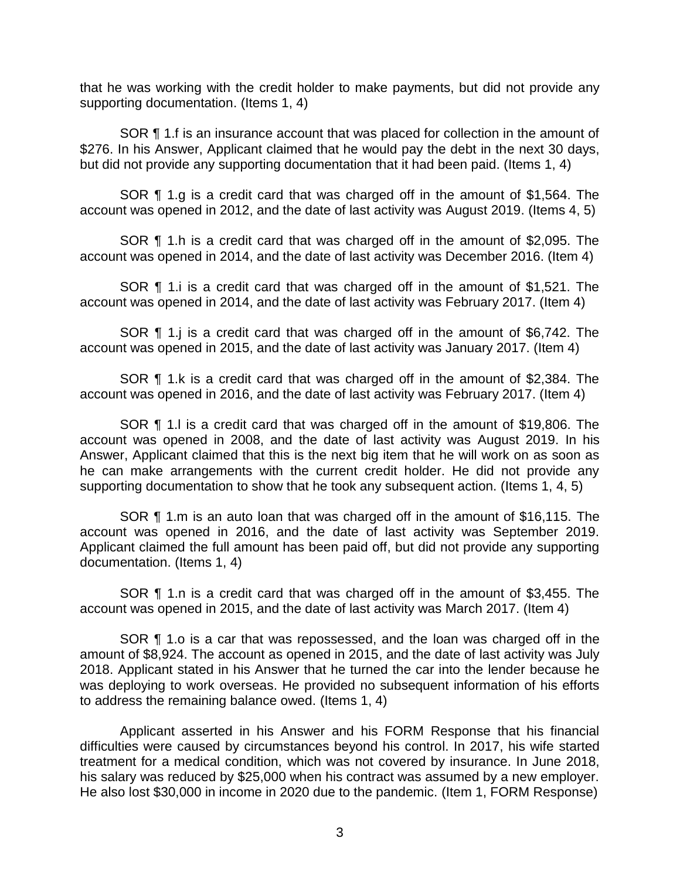that he was working with the credit holder to make payments, but did not provide any supporting documentation. (Items 1, 4)

SOR ¶ 1.f is an insurance account that was placed for collection in the amount of $276. In his Answer, Applicant claimed that he would pay the debt in the next 30 days, but did not provide any supporting documentation that it had been paid. (Items 1, 4)

SOR ¶ 1.g is a credit card that was charged off in the amount of $1,564. The account was opened in 2012, and the date of last activity was August 2019. (Items 4, 5)

SOR ¶ 1.h is a credit card that was charged off in the amount of $2,095. The account was opened in 2014, and the date of last activity was December 2016. (Item 4)

SOR ¶ 1.i is a credit card that was charged off in the amount of $1,521. The account was opened in 2014, and the date of last activity was February 2017. (Item 4)

SOR ¶ 1.j is a credit card that was charged off in the amount of $6,742. The account was opened in 2015, and the date of last activity was January 2017. (Item 4)

SOR ¶ 1.k is a credit card that was charged off in the amount of $2,384. The account was opened in 2016, and the date of last activity was February 2017. (Item 4)

SOR ¶ 1.l is a credit card that was charged off in the amount of $19,806. The account was opened in 2008, and the date of last activity was August 2019. In his Answer, Applicant claimed that this is the next big item that he will work on as soon as he can make arrangements with the current credit holder. He did not provide any supporting documentation to show that he took any subsequent action. (Items 1, 4, 5)

SOR ¶ 1.m is an auto loan that was charged off in the amount of $16,115. The account was opened in 2016, and the date of last activity was September 2019. Applicant claimed the full amount has been paid off, but did not provide any supporting documentation. (Items 1, 4)

SOR ¶ 1.n is a credit card that was charged off in the amount of $3,455. The account was opened in 2015, and the date of last activity was March 2017. (Item 4)

SOR ¶ 1.o is a car that was repossessed, and the loan was charged off in the amount of $8,924. The account as opened in 2015, and the date of last activity was July 2018. Applicant stated in his Answer that he turned the car into the lender because he was deploying to work overseas. He provided no subsequent information of his efforts to address the remaining balance owed. (Items 1, 4)

Applicant asserted in his Answer and his FORM Response that his financial difficulties were caused by circumstances beyond his control. In 2017, his wife started treatment for a medical condition, which was not covered by insurance. In June 2018, his salary was reduced by $25,000 when his contract was assumed by a new employer. He also lost $30,000 in income in 2020 due to the pandemic. (Item 1, FORM Response)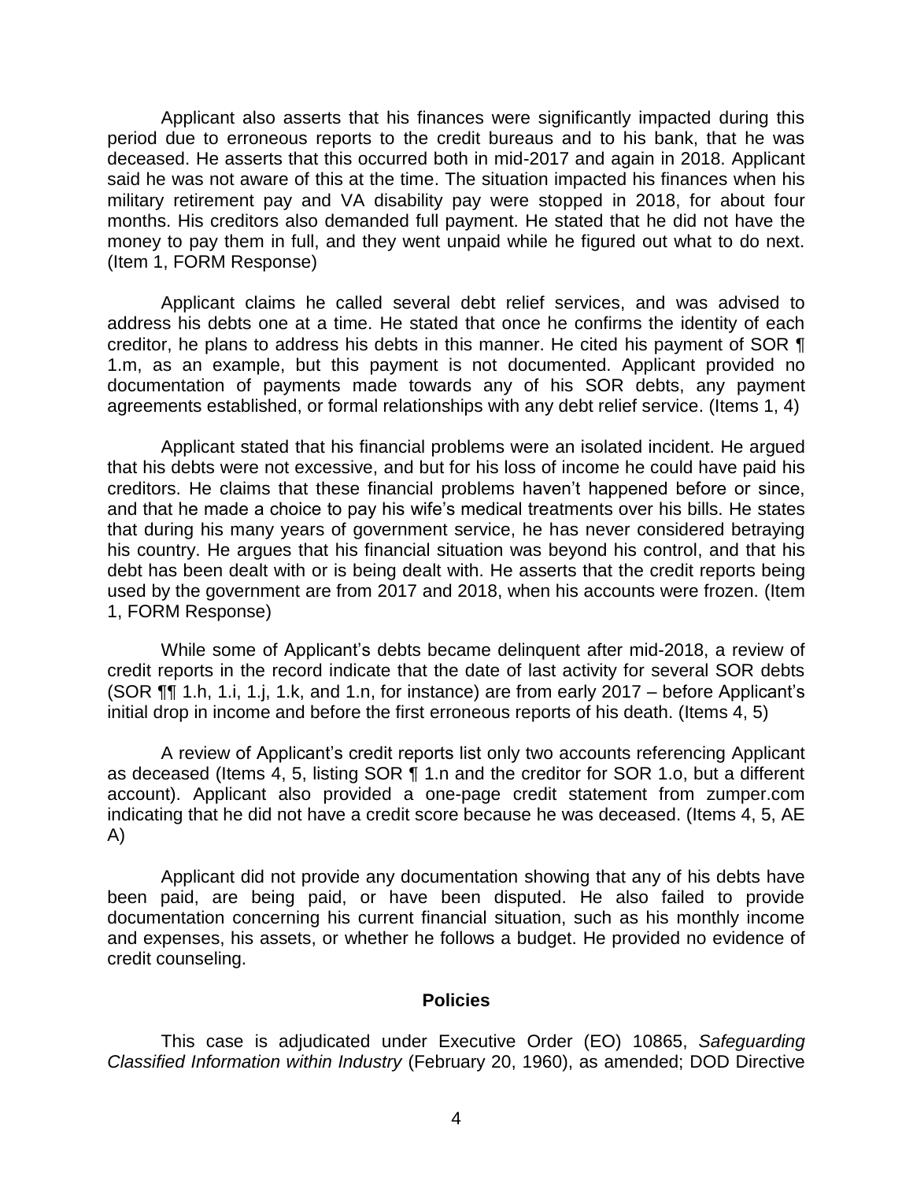Applicant also asserts that his finances were significantly impacted during this period due to erroneous reports to the credit bureaus and to his bank, that he was deceased. He asserts that this occurred both in mid-2017 and again in 2018. Applicant said he was not aware of this at the time. The situation impacted his finances when his military retirement pay and VA disability pay were stopped in 2018, for about four months. His creditors also demanded full payment. He stated that he did not have the money to pay them in full, and they went unpaid while he figured out what to do next. (Item 1, FORM Response)

Applicant claims he called several debt relief services, and was advised to address his debts one at a time. He stated that once he confirms the identity of each creditor, he plans to address his debts in this manner. He cited his payment of SOR ¶ 1.m, as an example, but this payment is not documented. Applicant provided no documentation of payments made towards any of his SOR debts, any payment agreements established, or formal relationships with any debt relief service. (Items 1, 4)

Applicant stated that his financial problems were an isolated incident. He argued that his debts were not excessive, and but for his loss of income he could have paid his creditors. He claims that these financial problems haven't happened before or since, and that he made a choice to pay his wife's medical treatments over his bills. He states that during his many years of government service, he has never considered betraying his country. He argues that his financial situation was beyond his control, and that his debt has been dealt with or is being dealt with. He asserts that the credit reports being used by the government are from 2017 and 2018, when his accounts were frozen. (Item 1, FORM Response)

While some of Applicant's debts became delinquent after mid-2018, a review of credit reports in the record indicate that the date of last activity for several SOR debts (SOR ¶¶ 1.h, 1.i, 1.j, 1.k, and 1.n, for instance) are from early 2017 – before Applicant's initial drop in income and before the first erroneous reports of his death. (Items 4, 5)

A review of Applicant's credit reports list only two accounts referencing Applicant as deceased (Items 4, 5, listing SOR ¶ 1.n and the creditor for SOR 1.o, but a different account). Applicant also provided a one-page credit statement from zumper.com indicating that he did not have a credit score because he was deceased. (Items 4, 5, AE A)

Applicant did not provide any documentation showing that any of his debts have been paid, are being paid, or have been disputed. He also failed to provide documentation concerning his current financial situation, such as his monthly income and expenses, his assets, or whether he follows a budget. He provided no evidence of credit counseling.

## Policies

This case is adjudicated under Executive Order (EO) 10865, *Safeguarding Classified Information within Industry* (February 20, 1960), as amended; DOD Directive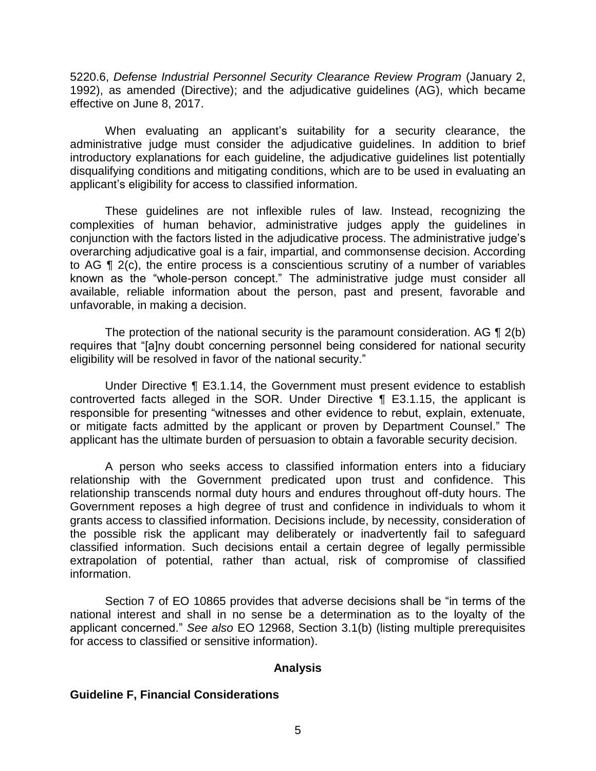5220.6, *Defense Industrial Personnel Security Clearance Review Program* (January 2, 1992), as amended (Directive); and the adjudicative guidelines (AG), which became effective on June 8, 2017.

When evaluating an applicant's suitability for a security clearance, the administrative judge must consider the adjudicative guidelines. In addition to brief introductory explanations for each guideline, the adjudicative guidelines list potentially disqualifying conditions and mitigating conditions, which are to be used in evaluating an applicant's eligibility for access to classified information.

These guidelines are not inflexible rules of law. Instead, recognizing the complexities of human behavior, administrative judges apply the guidelines in conjunction with the factors listed in the adjudicative process. The administrative judge's overarching adjudicative goal is a fair, impartial, and commonsense decision. According to AG ¶ 2(c), the entire process is a conscientious scrutiny of a number of variables known as the "whole-person concept." The administrative judge must consider all available, reliable information about the person, past and present, favorable and unfavorable, in making a decision.

The protection of the national security is the paramount consideration. AG ¶ 2(b) requires that "[a]ny doubt concerning personnel being considered for national security eligibility will be resolved in favor of the national security."

Under Directive ¶ E3.1.14, the Government must present evidence to establish controverted facts alleged in the SOR. Under Directive ¶ E3.1.15, the applicant is responsible for presenting "witnesses and other evidence to rebut, explain, extenuate, or mitigate facts admitted by the applicant or proven by Department Counsel." The applicant has the ultimate burden of persuasion to obtain a favorable security decision.

A person who seeks access to classified information enters into a fiduciary relationship with the Government predicated upon trust and confidence. This relationship transcends normal duty hours and endures throughout off-duty hours. The Government reposes a high degree of trust and confidence in individuals to whom it grants access to classified information. Decisions include, by necessity, consideration of the possible risk the applicant may deliberately or inadvertently fail to safeguard classified information. Such decisions entail a certain degree of legally permissible extrapolation of potential, rather than actual, risk of compromise of classified information.

Section 7 of EO 10865 provides that adverse decisions shall be "in terms of the national interest and shall in no sense be a determination as to the loyalty of the applicant concerned." *See also* EO 12968, Section 3.1(b) (listing multiple prerequisites for access to classified or sensitive information).

## Analysis

### Guideline F, Financial Considerations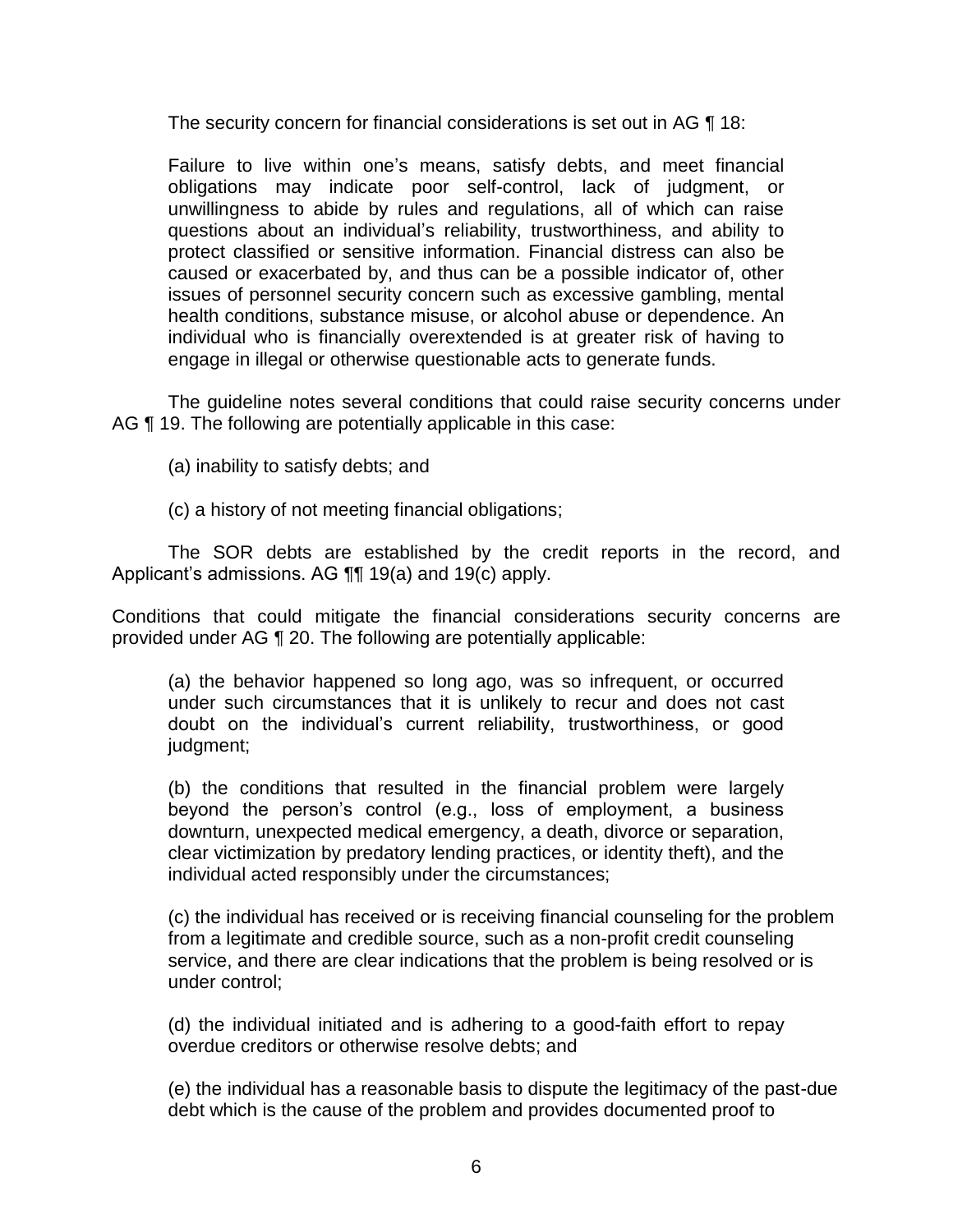The security concern for financial considerations is set out in AG ¶ 18:

> Failure to live within one's means, satisfy debts, and meet financial obligations may indicate poor self-control, lack of judgment, or unwillingness to abide by rules and regulations, all of which can raise questions about an individual's reliability, trustworthiness, and ability to protect classified or sensitive information. Financial distress can also be caused or exacerbated by, and thus can be a possible indicator of, other issues of personnel security concern such as excessive gambling, mental health conditions, substance misuse, or alcohol abuse or dependence. An individual who is financially overextended is at greater risk of having to engage in illegal or otherwise questionable acts to generate funds.

The guideline notes several conditions that could raise security concerns under AG ¶ 19. The following are potentially applicable in this case:

> (a) inability to satisfy debts; and
>
> (c) a history of not meeting financial obligations;

The SOR debts are established by the credit reports in the record, and Applicant's admissions. AG ¶¶ 19(a) and 19(c) apply.

Conditions that could mitigate the financial considerations security concerns are provided under AG ¶ 20. The following are potentially applicable:

> (a) the behavior happened so long ago, was so infrequent, or occurred under such circumstances that it is unlikely to recur and does not cast doubt on the individual's current reliability, trustworthiness, or good judgment;
>
> (b) the conditions that resulted in the financial problem were largely beyond the person's control (e.g., loss of employment, a business downturn, unexpected medical emergency, a death, divorce or separation, clear victimization by predatory lending practices, or identity theft), and the individual acted responsibly under the circumstances;
>
> (c) the individual has received or is receiving financial counseling for the problem from a legitimate and credible source, such as a non-profit credit counseling service, and there are clear indications that the problem is being resolved or is under control;
>
> (d) the individual initiated and is adhering to a good-faith effort to repay overdue creditors or otherwise resolve debts; and
>
> (e) the individual has a reasonable basis to dispute the legitimacy of the past-due debt which is the cause of the problem and provides documented proof to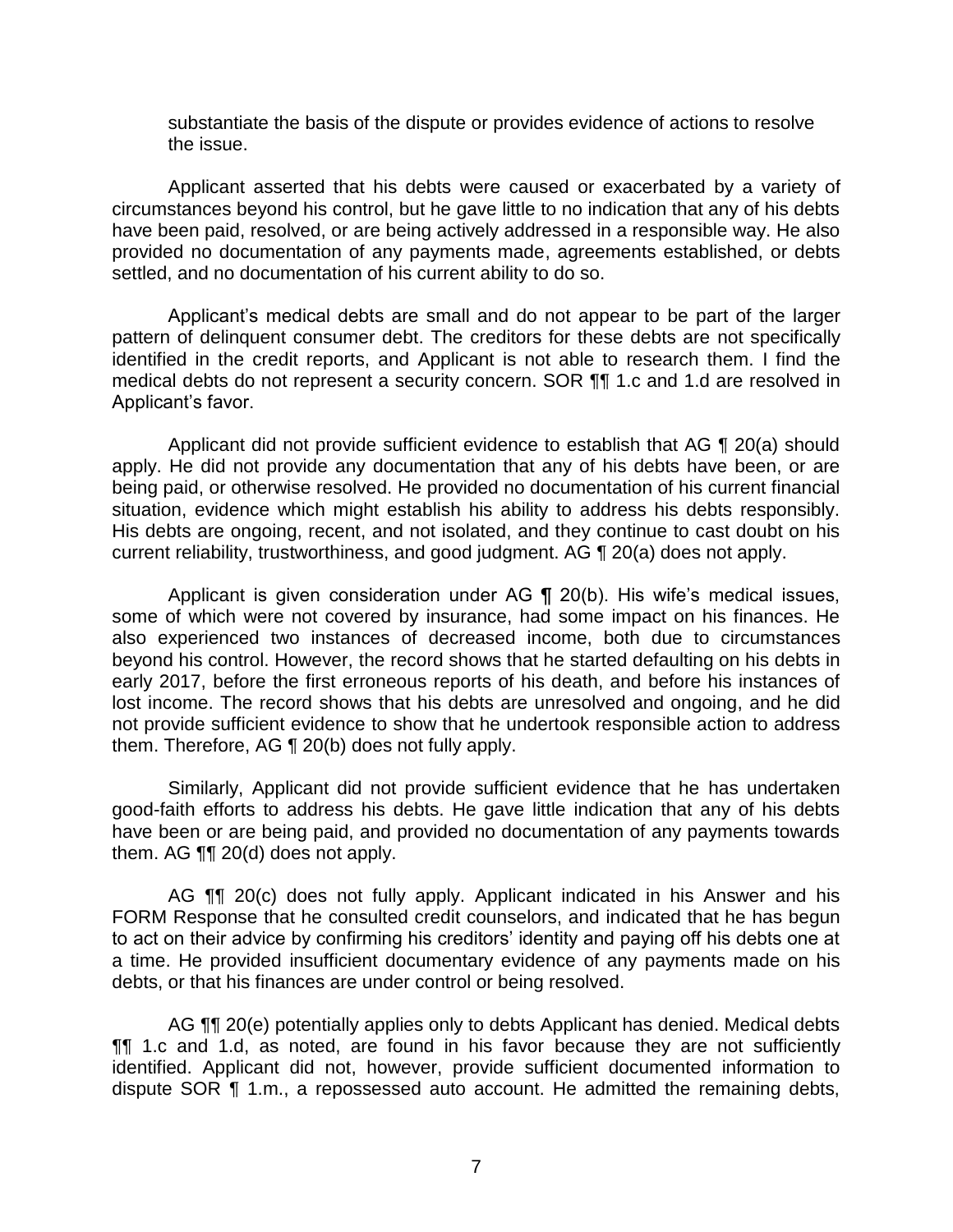substantiate the basis of the dispute or provides evidence of actions to resolve the issue.

Applicant asserted that his debts were caused or exacerbated by a variety of circumstances beyond his control, but he gave little to no indication that any of his debts have been paid, resolved, or are being actively addressed in a responsible way. He also provided no documentation of any payments made, agreements established, or debts settled, and no documentation of his current ability to do so.

Applicant's medical debts are small and do not appear to be part of the larger pattern of delinquent consumer debt. The creditors for these debts are not specifically identified in the credit reports, and Applicant is not able to research them. I find the medical debts do not represent a security concern. SOR ¶¶ 1.c and 1.d are resolved in Applicant's favor.

Applicant did not provide sufficient evidence to establish that AG ¶ 20(a) should apply. He did not provide any documentation that any of his debts have been, or are being paid, or otherwise resolved. He provided no documentation of his current financial situation, evidence which might establish his ability to address his debts responsibly. His debts are ongoing, recent, and not isolated, and they continue to cast doubt on his current reliability, trustworthiness, and good judgment. AG ¶ 20(a) does not apply.

Applicant is given consideration under AG ¶ 20(b). His wife's medical issues, some of which were not covered by insurance, had some impact on his finances. He also experienced two instances of decreased income, both due to circumstances beyond his control. However, the record shows that he started defaulting on his debts in early 2017, before the first erroneous reports of his death, and before his instances of lost income. The record shows that his debts are unresolved and ongoing, and he did not provide sufficient evidence to show that he undertook responsible action to address them. Therefore, AG ¶ 20(b) does not fully apply.

Similarly, Applicant did not provide sufficient evidence that he has undertaken good-faith efforts to address his debts. He gave little indication that any of his debts have been or are being paid, and provided no documentation of any payments towards them. AG ¶¶ 20(d) does not apply.

AG ¶¶ 20(c) does not fully apply. Applicant indicated in his Answer and his FORM Response that he consulted credit counselors, and indicated that he has begun to act on their advice by confirming his creditors' identity and paying off his debts one at a time. He provided insufficient documentary evidence of any payments made on his debts, or that his finances are under control or being resolved.

AG ¶¶ 20(e) potentially applies only to debts Applicant has denied. Medical debts ¶¶ 1.c and 1.d, as noted, are found in his favor because they are not sufficiently identified. Applicant did not, however, provide sufficient documented information to dispute SOR ¶ 1.m., a repossessed auto account. He admitted the remaining debts,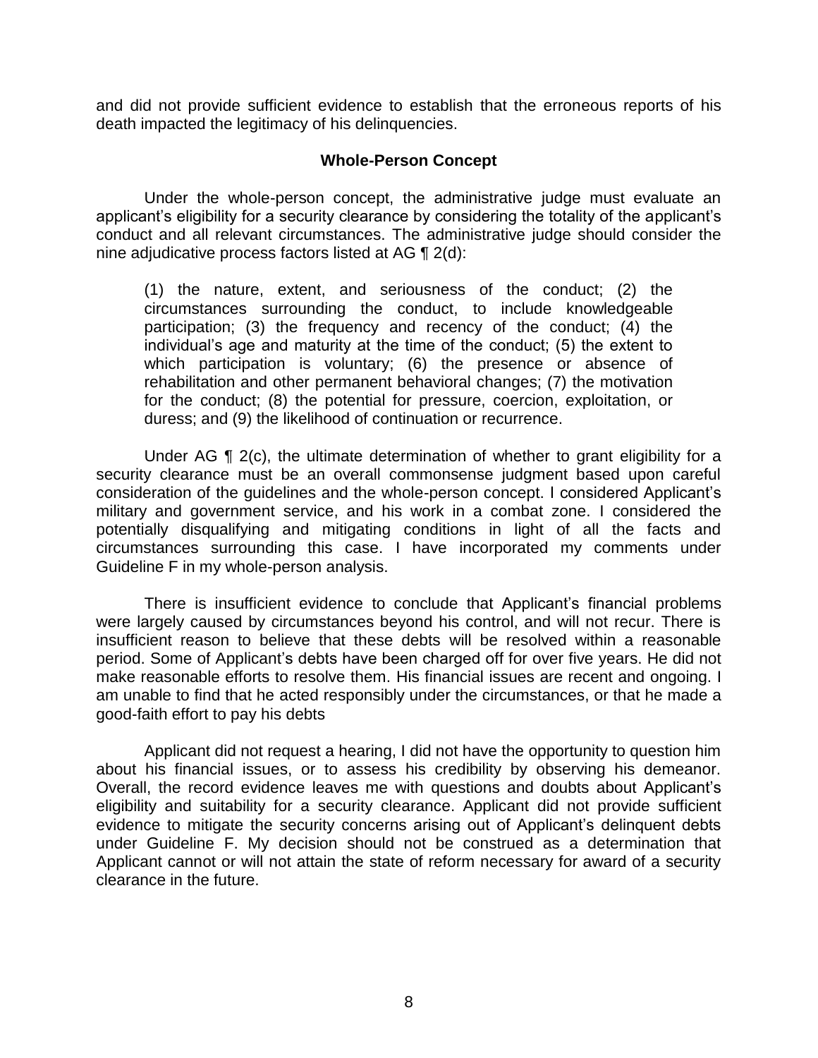and did not provide sufficient evidence to establish that the erroneous reports of his death impacted the legitimacy of his delinquencies.

### Whole-Person Concept

Under the whole-person concept, the administrative judge must evaluate an applicant's eligibility for a security clearance by considering the totality of the applicant's conduct and all relevant circumstances. The administrative judge should consider the nine adjudicative process factors listed at AG ¶ 2(d):

> (1) the nature, extent, and seriousness of the conduct; (2) the circumstances surrounding the conduct, to include knowledgeable participation; (3) the frequency and recency of the conduct; (4) the individual's age and maturity at the time of the conduct; (5) the extent to which participation is voluntary; (6) the presence or absence of rehabilitation and other permanent behavioral changes; (7) the motivation for the conduct; (8) the potential for pressure, coercion, exploitation, or duress; and (9) the likelihood of continuation or recurrence.

Under AG ¶ 2(c), the ultimate determination of whether to grant eligibility for a security clearance must be an overall commonsense judgment based upon careful consideration of the guidelines and the whole-person concept. I considered Applicant's military and government service, and his work in a combat zone. I considered the potentially disqualifying and mitigating conditions in light of all the facts and circumstances surrounding this case. I have incorporated my comments under Guideline F in my whole-person analysis.

There is insufficient evidence to conclude that Applicant's financial problems were largely caused by circumstances beyond his control, and will not recur. There is insufficient reason to believe that these debts will be resolved within a reasonable period. Some of Applicant's debts have been charged off for over five years. He did not make reasonable efforts to resolve them. His financial issues are recent and ongoing. I am unable to find that he acted responsibly under the circumstances, or that he made a good-faith effort to pay his debts

Applicant did not request a hearing, I did not have the opportunity to question him about his financial issues, or to assess his credibility by observing his demeanor. Overall, the record evidence leaves me with questions and doubts about Applicant's eligibility and suitability for a security clearance. Applicant did not provide sufficient evidence to mitigate the security concerns arising out of Applicant's delinquent debts under Guideline F. My decision should not be construed as a determination that Applicant cannot or will not attain the state of reform necessary for award of a security clearance in the future.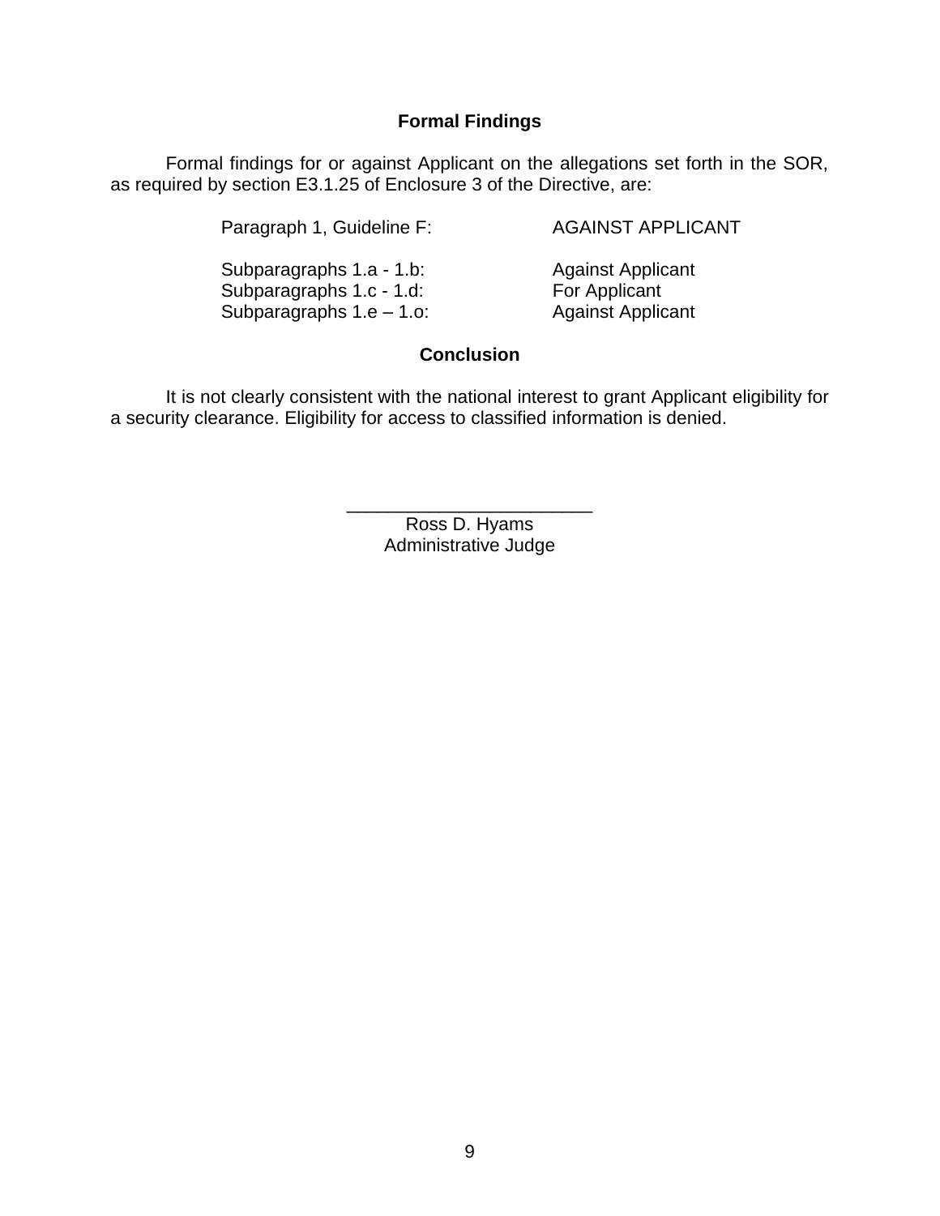## Formal Findings

Formal findings for or against Applicant on the allegations set forth in the SOR, as required by section E3.1.25 of Enclosure 3 of the Directive, are:

| | |
|---|---|
| Paragraph 1, Guideline F: | AGAINST APPLICANT |
| Subparagraphs 1.a - 1.b: | Against Applicant |
| Subparagraphs 1.c - 1.d: | For Applicant |
| Subparagraphs 1.e – 1.o: | Against Applicant |

## Conclusion

It is not clearly consistent with the national interest to grant Applicant eligibility for a security clearance. Eligibility for access to classified information is denied.

\_\_\_\_\_\_\_\_\_\_\_\_\_\_\_\_\_\_\_\_\_\_\_\_

Ross D. Hyams
Administrative Judge